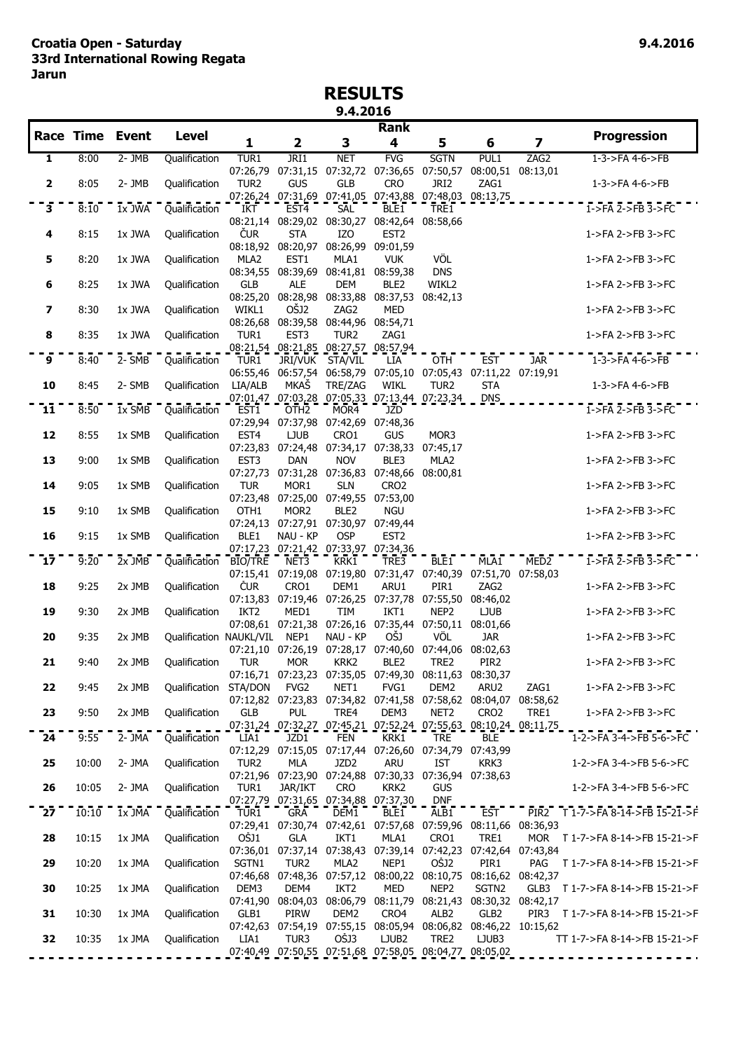**Croatia Open - Saturday**
**33rd International Rowing Regata**
**Jarun**

**9.4.2016**

# RESULTS

**9.4.2016**

| Race | Time | Event | Level | 1 | 2 | 3 | 4 | 5 | 6 | 7 | Progression |
|---|---|---|---|---|---|---|---|---|---|---|---|
| 1 | 8:00 | 2- JMB | Qualification | TUR1 | JRI1 | NET | FVG | SGTN | PUL1 | ZAG2 | 1-3->FA 4-6->FB |
| | | | | 07:26,79 | 07:31,15 | 07:32,72 | 07:36,65 | 07:50,57 | 08:00,51 | 08:13,01 | |
| 2 | 8:05 | 2- JMB | Qualification | TUR2 | GUS | GLB | CRO | JRI2 | ZAG1 | | 1-3->FA 4-6->FB |
| | | | | 07:26,24 | 07:31,69 | 07:41,05 | 07:43,88 | 07:48,03 | 08:13,75 | | |
| 3 | 8:10 | 1x JWA | Qualification | IKT | EST4 | SAL | BLE1 | TRE1 | | | 1->FA 2->FB 3->FC |
| | | | | 08:21,14 | 08:29,02 | 08:30,27 | 08:42,64 | 08:58,66 | | | |
| 4 | 8:15 | 1x JWA | Qualification | ČUR | STA | IZO | EST2 | | | | 1->FA 2->FB 3->FC |
| | | | | 08:18,92 | 08:20,97 | 08:26,99 | 09:01,59 | | | | |
| 5 | 8:20 | 1x JWA | Qualification | MLA2 | EST1 | MLA1 | VUK | VÖL | | | 1->FA 2->FB 3->FC |
| | | | | 08:34,55 | 08:39,69 | 08:41,81 | 08:59,38 | DNS | | | |
| 6 | 8:25 | 1x JWA | Qualification | GLB | ALE | DEM | BLE2 | WIKL2 | | | 1->FA 2->FB 3->FC |
| | | | | 08:25,20 | 08:28,98 | 08:33,88 | 08:37,53 | 08:42,13 | | | |
| 7 | 8:30 | 1x JWA | Qualification | WIKL1 | OŠJ2 | ZAG2 | MED | | | | 1->FA 2->FB 3->FC |
| | | | | 08:26,68 | 08:39,58 | 08:44,96 | 08:54,71 | | | | |
| 8 | 8:35 | 1x JWA | Qualification | TUR1 | EST3 | TUR2 | ZAG1 | | | | 1->FA 2->FB 3->FC |
| | | | | 08:21,54 | 08:21,85 | 08:27,57 | 08:57,94 | | | | |
| 9 | 8:40 | 2- SMB | Qualification | TUR1 | JRI/VUK | STA/VIL | LIA | OTH | EST | JAR | 1-3->FA 4-6->FB |
| | | | | 06:55,46 | 06:57,54 | 06:58,79 | 07:05,10 | 07:05,43 | 07:11,22 | 07:19,91 | |
| 10 | 8:45 | 2- SMB | Qualification | LIA/ALB | MKAŠ | TRE/ZAG | WIKL | TUR2 | STA | | 1-3->FA 4-6->FB |
| | | | | 07:01,47 | 07:03,28 | 07:05,33 | 07:13,44 | 07:23,34 | DNS | | |
| 11 | 8:50 | 1x SMB | Qualification | EST1 | OTH2 | MOR4 | JZD | | | | 1->FA 2->FB 3->FC |
| | | | | 07:29,94 | 07:37,98 | 07:42,69 | 07:48,36 | | | | |
| 12 | 8:55 | 1x SMB | Qualification | EST4 | LJUB | CRO1 | GUS | MOR3 | | | 1->FA 2->FB 3->FC |
| | | | | 07:23,83 | 07:24,48 | 07:34,17 | 07:38,33 | 07:45,17 | | | |
| 13 | 9:00 | 1x SMB | Qualification | EST3 | DAN | NOV | BLE3 | MLA2 | | | 1->FA 2->FB 3->FC |
| | | | | 07:27,73 | 07:31,28 | 07:36,83 | 07:48,66 | 08:00,81 | | | |
| 14 | 9:05 | 1x SMB | Qualification | TUR | MOR1 | SLN | CRO2 | | | | 1->FA 2->FB 3->FC |
| | | | | 07:23,48 | 07:25,00 | 07:49,55 | 07:53,00 | | | | |
| 15 | 9:10 | 1x SMB | Qualification | OTH1 | MOR2 | BLE2 | NGU | | | | 1->FA 2->FB 3->FC |
| | | | | 07:24,13 | 07:27,91 | 07:30,97 | 07:49,44 | | | | |
| 16 | 9:15 | 1x SMB | Qualification | BLE1 | NAU - KP | OSP | EST2 | | | | 1->FA 2->FB 3->FC |
| | | | | 07:17,23 | 07:21,42 | 07:33,97 | 07:34,36 | | | | |
| 17 | 9:20 | 2x JMB | Qualification | BIO/TRE | NET3 | KRK1 | TRE3 | BLE1 | MLA1 | MED2 | 1->FA 2->FB 3->FC |
| | | | | 07:15,41 | 07:19,08 | 07:19,80 | 07:31,47 | 07:40,39 | 07:51,70 | 07:58,03 | |
| 18 | 9:25 | 2x JMB | Qualification | ČUR | CRO1 | DEM1 | ARU1 | PIR1 | ZAG2 | | 1->FA 2->FB 3->FC |
| | | | | 07:13,83 | 07:19,46 | 07:26,25 | 07:37,78 | 07:55,50 | 08:46,02 | | |
| 19 | 9:30 | 2x JMB | Qualification | IKT2 | MED1 | TIM | IKT1 | NEP2 | LJUB | | 1->FA 2->FB 3->FC |
| | | | | 07:08,61 | 07:21,38 | 07:26,16 | 07:35,44 | 07:50,11 | 08:01,66 | | |
| 20 | 9:35 | 2x JMB | Qualification | NAUKL/VIL | NEP1 | NAU - KP | OŠJ | VÖL | JAR | | 1->FA 2->FB 3->FC |
| | | | | 07:21,10 | 07:26,19 | 07:28,17 | 07:40,60 | 07:44,06 | 08:02,63 | | |
| 21 | 9:40 | 2x JMB | Qualification | TUR | MOR | KRK2 | BLE2 | TRE2 | PIR2 | | 1->FA 2->FB 3->FC |
| | | | | 07:16,71 | 07:23,23 | 07:35,05 | 07:49,30 | 08:11,63 | 08:30,37 | | |
| 22 | 9:45 | 2x JMB | Qualification | STA/DON | FVG2 | NET1 | FVG1 | DEM2 | ARU2 | ZAG1 | 1->FA 2->FB 3->FC |
| | | | | 07:12,82 | 07:23,83 | 07:34,82 | 07:41,58 | 07:58,62 | 08:04,07 | 08:58,62 | |
| 23 | 9:50 | 2x JMB | Qualification | GLB | PUL | TRE4 | DEM3 | NET2 | CRO2 | TRE1 | 1->FA 2->FB 3->FC |
| | | | | 07:31,24 | 07:32,27 | 07:45,21 | 07:52,24 | 07:55,63 | 08:10,24 | 08:11,75 | |
| 24 | 9:55 | 2- JMA | Qualification | LIA1 | JZD1 | FEN | KRK1 | TRE | BLE | | 1-2->FA 3-4->FB 5-6->FC |
| | | | | 07:12,29 | 07:15,05 | 07:17,44 | 07:26,60 | 07:34,79 | 07:43,99 | | |
| 25 | 10:00 | 2- JMA | Qualification | TUR2 | MLA | JZD2 | ARU | IST | KRK3 | | 1-2->FA 3-4->FB 5-6->FC |
| | | | | 07:21,96 | 07:23,90 | 07:24,88 | 07:30,33 | 07:36,94 | 07:38,63 | | |
| 26 | 10:05 | 2- JMA | Qualification | TUR1 | JAR/IKT | CRO | KRK2 | GUS | | | 1-2->FA 3-4->FB 5-6->FC |
| | | | | 07:27,79 | 07:31,65 | 07:34,88 | 07:37,30 | DNF | | | |
| 27 | 10:10 | 1x JMA | Qualification | TUR1 | GRA | DEM1 | BLE1 | ALB1 | EST | PIR2 | T 1-7->FA 8-14->FB 15-21->F |
| | | | | 07:29,41 | 07:30,74 | 07:42,61 | 07:57,68 | 07:59,96 | 08:11,66 | 08:36,93 | |
| 28 | 10:15 | 1x JMA | Qualification | OŠJ1 | GLA | IKT1 | MLA1 | CRO1 | TRE1 | MOR | T 1-7->FA 8-14->FB 15-21->F |
| | | | | 07:36,01 | 07:37,14 | 07:38,43 | 07:39,14 | 07:42,23 | 07:42,64 | 07:43,84 | |
| 29 | 10:20 | 1x JMA | Qualification | SGTN1 | TUR2 | MLA2 | NEP1 | OŠJ2 | PIR1 | PAG | T 1-7->FA 8-14->FB 15-21->F |
| | | | | 07:46,68 | 07:48,36 | 07:57,12 | 08:00,22 | 08:10,75 | 08:16,62 | 08:42,37 | |
| 30 | 10:25 | 1x JMA | Qualification | DEM3 | DEM4 | IKT2 | MED | NEP2 | SGTN2 | GLB3 | T 1-7->FA 8-14->FB 15-21->F |
| | | | | 07:41,90 | 08:04,03 | 08:06,79 | 08:11,79 | 08:21,43 | 08:30,32 | 08:42,17 | |
| 31 | 10:30 | 1x JMA | Qualification | GLB1 | PIRW | DEM2 | CRO4 | ALB2 | GLB2 | PIR3 | T 1-7->FA 8-14->FB 15-21->F |
| | | | | 07:42,63 | 07:54,19 | 07:55,15 | 08:05,94 | 08:06,82 | 08:46,22 | 10:15,62 | |
| 32 | 10:35 | 1x JMA | Qualification | LIA1 | TUR3 | OŠJ3 | LJUB2 | TRE2 | LJUB3 | | TT 1-7->FA 8-14->FB 15-21->F |
| | | | | 07:40,49 | 07:50,55 | 07:51,68 | 07:58,05 | 08:04,77 | 08:05,02 | | |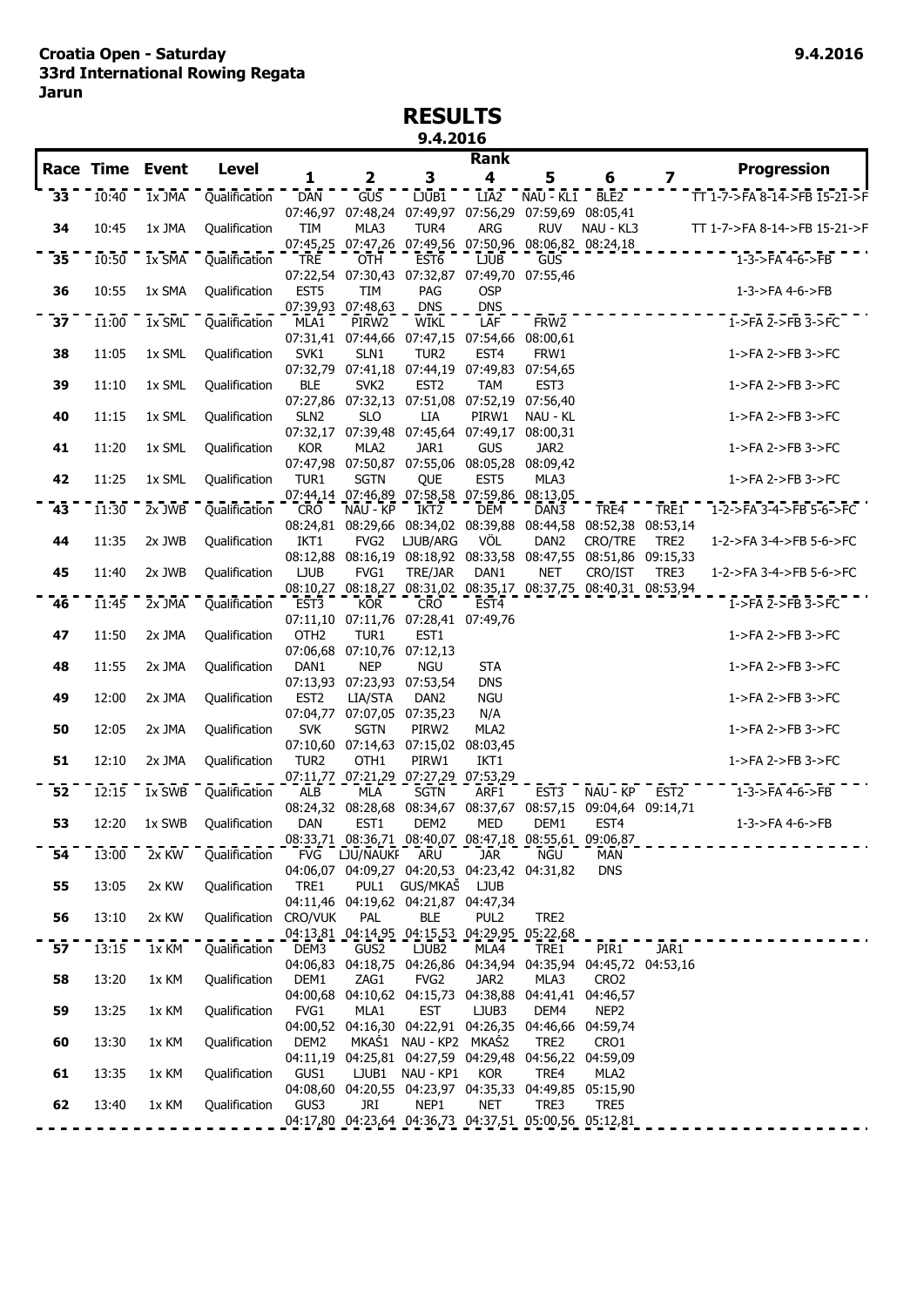**Croatia Open - Saturday**
**33rd International Rowing Regata**
**Jarun**

9.4.2016

# RESULTS

## 9.4.2016

| Race | Time | Event | Level | 1 | 2 | 3 | 4 | 5 | 6 | 7 | Progression |
|---|---|---|---|---|---|---|---|---|---|---|---|
| 33 | 10:40 | 1x JMA | Qualification | DAN | GUS | LJUB1 | LIA2 | NAU - KL1 | BLE2 | | TT 1-7->FA 8-14->FB 15-21->F |
| | | | | 07:46,97 | 07:48,24 | 07:49,97 | 07:56,29 | 07:59,69 | 08:05,41 | | |
| 34 | 10:45 | 1x JMA | Qualification | TIM | MLA3 | TUR4 | ARG | RUV | NAU - KL3 | | TT 1-7->FA 8-14->FB 15-21->F |
| | | | | 07:45,25 | 07:47,26 | 07:49,56 | 07:50,96 | 08:06,82 | 08:24,18 | | |
| 35 | 10:50 | 1x SMA | Qualification | TRE | OTH | EST6 | LJUB | GUS | | | 1-3->FA 4-6->FB |
| | | | | 07:22,54 | 07:30,43 | 07:32,87 | 07:49,70 | 07:55,46 | | | |
| 36 | 10:55 | 1x SMA | Qualification | EST5 | TIM | PAG | OSP | | | | 1-3->FA 4-6->FB |
| | | | | 07:39,93 | 07:48,63 | DNS | DNS | | | | |
| 37 | 11:00 | 1x SML | Qualification | MLA1 | PIRW2 | WIKL | LAF | FRW2 | | | 1->FA 2->FB 3->FC |
| | | | | 07:31,41 | 07:44,66 | 07:47,15 | 07:54,66 | 08:00,61 | | | |
| 38 | 11:05 | 1x SML | Qualification | SVK1 | SLN1 | TUR2 | EST4 | FRW1 | | | 1->FA 2->FB 3->FC |
| | | | | 07:32,79 | 07:41,18 | 07:44,19 | 07:49,83 | 07:54,65 | | | |
| 39 | 11:10 | 1x SML | Qualification | BLE | SVK2 | EST2 | TAM | EST3 | | | 1->FA 2->FB 3->FC |
| | | | | 07:27,86 | 07:32,13 | 07:51,08 | 07:52,19 | 07:56,40 | | | |
| 40 | 11:15 | 1x SML | Qualification | SLN2 | SLO | LIA | PIRW1 | NAU - KL | | | 1->FA 2->FB 3->FC |
| | | | | 07:32,17 | 07:39,48 | 07:45,64 | 07:49,17 | 08:00,31 | | | |
| 41 | 11:20 | 1x SML | Qualification | KOR | MLA2 | JAR1 | GUS | JAR2 | | | 1->FA 2->FB 3->FC |
| | | | | 07:47,98 | 07:50,87 | 07:55,06 | 08:05,28 | 08:09,42 | | | |
| 42 | 11:25 | 1x SML | Qualification | TUR1 | SGTN | QUE | EST5 | MLA3 | | | 1->FA 2->FB 3->FC |
| | | | | 07:44,14 | 07:46,89 | 07:58,58 | 07:59,86 | 08:13,05 | | | |
| 43 | 11:30 | 2x JWB | Qualification | CRO | NAU - KP | IKT2 | DEM | DAN3 | TRE4 | TRE1 | 1-2->FA 3-4->FB 5-6->FC |
| | | | | 08:24,81 | 08:29,66 | 08:34,02 | 08:39,88 | 08:44,58 | 08:52,38 | 08:53,14 | |
| 44 | 11:35 | 2x JWB | Qualification | IKT1 | FVG2 | LJUB/ARG | VÖL | DAN2 | CRO/TRE | TRE2 | 1-2->FA 3-4->FB 5-6->FC |
| | | | | 08:12,88 | 08:16,19 | 08:18,92 | 08:33,58 | 08:47,55 | 08:51,86 | 09:15,33 | |
| 45 | 11:40 | 2x JWB | Qualification | LJUB | FVG1 | TRE/JAR | DAN1 | NET | CRO/IST | TRE3 | 1-2->FA 3-4->FB 5-6->FC |
| | | | | 08:10,27 | 08:18,27 | 08:31,02 | 08:35,17 | 08:37,75 | 08:40,31 | 08:53,94 | |
| 46 | 11:45 | 2x JMA | Qualification | EST3 | KOR | CRO | EST4 | | | | 1->FA 2->FB 3->FC |
| | | | | 07:11,10 | 07:11,76 | 07:28,41 | 07:49,76 | | | | |
| 47 | 11:50 | 2x JMA | Qualification | OTH2 | TUR1 | EST1 | | | | | 1->FA 2->FB 3->FC |
| | | | | 07:06,68 | 07:10,76 | 07:12,13 | | | | | |
| 48 | 11:55 | 2x JMA | Qualification | DAN1 | NEP | NGU | STA | | | | 1->FA 2->FB 3->FC |
| | | | | 07:13,93 | 07:23,93 | 07:53,54 | DNS | | | | |
| 49 | 12:00 | 2x JMA | Qualification | EST2 | LIA/STA | DAN2 | NGU | | | | 1->FA 2->FB 3->FC |
| | | | | 07:04,77 | 07:07,05 | 07:35,23 | N/A | | | | |
| 50 | 12:05 | 2x JMA | Qualification | SVK | SGTN | PIRW2 | MLA2 | | | | 1->FA 2->FB 3->FC |
| | | | | 07:10,60 | 07:14,63 | 07:15,02 | 08:03,45 | | | | |
| 51 | 12:10 | 2x JMA | Qualification | TUR2 | OTH1 | PIRW1 | IKT1 | | | | 1->FA 2->FB 3->FC |
| | | | | 07:11,77 | 07:21,29 | 07:27,29 | 07:53,29 | | | | |
| 52 | 12:15 | 1x SWB | Qualification | ALB | MLA | SGTN | ARF1 | EST3 | NAU - KP | EST2 | 1-3->FA 4-6->FB |
| | | | | 08:24,32 | 08:28,68 | 08:34,67 | 08:37,67 | 08:57,15 | 09:04,64 | 09:14,71 | |
| 53 | 12:20 | 1x SWB | Qualification | DAN | EST1 | DEM2 | MED | DEM1 | EST4 | | 1-3->FA 4-6->FB |
| | | | | 08:33,71 | 08:36,71 | 08:40,07 | 08:47,18 | 08:55,61 | 09:06,87 | | |
| 54 | 13:00 | 2x KW | Qualification | FVG | LJU/NAUKI | ARU | JAR | NGU | MAN | | |
| | | | | 04:06,07 | 04:09,27 | 04:20,53 | 04:23,42 | 04:31,82 | DNS | | |
| 55 | 13:05 | 2x KW | Qualification | TRE1 | PUL1 | GUS/MKAŠ | LJUB | | | | |
| | | | | 04:11,46 | 04:19,62 | 04:21,87 | 04:47,34 | | | | |
| 56 | 13:10 | 2x KW | Qualification | CRO/VUK | PAL | BLE | PUL2 | TRE2 | | | |
| | | | | 04:13,81 | 04:14,95 | 04:15,53 | 04:29,95 | 05:22,68 | | | |
| 57 | 13:15 | 1x KM | Qualification | DEM3 | GUS2 | LJUB2 | MLA4 | TRE1 | PIR1 | JAR1 | |
| | | | | 04:06,83 | 04:18,75 | 04:26,86 | 04:34,94 | 04:35,94 | 04:45,72 | 04:53,16 | |
| 58 | 13:20 | 1x KM | Qualification | DEM1 | ZAG1 | FVG2 | JAR2 | MLA3 | CRO2 | | |
| | | | | 04:00,68 | 04:10,62 | 04:15,73 | 04:38,88 | 04:41,41 | 04:46,57 | | |
| 59 | 13:25 | 1x KM | Qualification | FVG1 | MLA1 | EST | LJUB3 | DEM4 | NEP2 | | |
| | | | | 04:00,52 | 04:16,30 | 04:22,91 | 04:26,35 | 04:46,66 | 04:59,74 | | |
| 60 | 13:30 | 1x KM | Qualification | DEM2 | MKAŠ1 | NAU - KP2 | MKAŠ2 | TRE2 | CRO1 | | |
| | | | | 04:11,19 | 04:25,81 | 04:27,59 | 04:29,48 | 04:56,22 | 04:59,09 | | |
| 61 | 13:35 | 1x KM | Qualification | GUS1 | LJUB1 | NAU - KP1 | KOR | TRE4 | MLA2 | | |
| | | | | 04:08,60 | 04:20,55 | 04:23,97 | 04:35,33 | 04:49,85 | 05:15,90 | | |
| 62 | 13:40 | 1x KM | Qualification | GUS3 | JRI | NEP1 | NET | TRE3 | TRE5 | | |
| | | | | 04:17,80 | 04:23,64 | 04:36,73 | 04:37,51 | 05:00,56 | 05:12,81 | | |